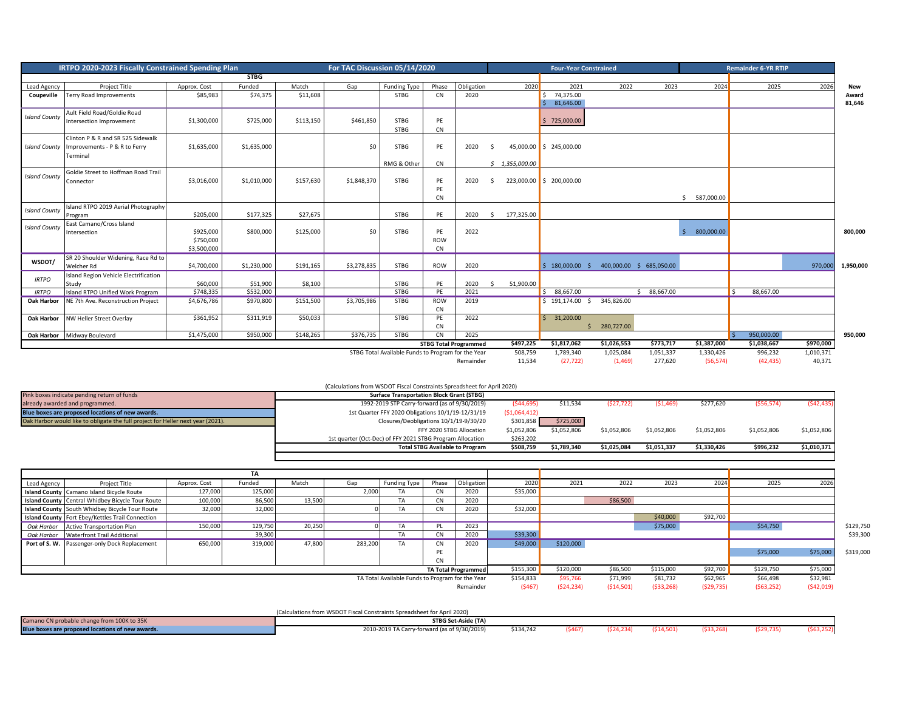## IRTPO 2020-2023 Fiscally Constrained Spending Plan

**For TAC Discussion 05/14/2020**

### STBG

| Lead Agency | Project Title | Approx. Cost | Funded | Match | Gap | Funding Type | Phase | Obligation | 2020 | 2021 | 2022 | 2023 | 2024 | 2025 | 2026 | New Award |
|---|---|---|---|---|---|---|---|---|---|---|---|---|---|---|---|---|
| | | | | | | | | | | **Four-Year Constrained** | | | **Remainder 6-YR RTIP** | | | |
| **Coupeville** | Terry Road Improvements | $85,983 | $74,375 | $11,608 | | STBG | CN | 2020 | | $ 74,375.00 / $ 81,646.00 | | | | | | 81,646 |
| *Island County* | Ault Field Road/Goldie Road Intersection Improvement | $1,300,000 | $725,000 | $113,150 | $461,850 | STBG / STBG | PE / CN | | | $ 725,000.00 | | | | | | |
| *Island County* | Clinton P & R and SR 525 Sidewalk Improvements - P & R to Ferry Terminal | $1,635,000 | $1,635,000 | | $0 | STBG / RMG & Other | PE / CN | 2020 | $ 45,000.00 / *$ 1,355,000.00* | $ 245,000.00 | | | | | | |
| *Island County* | Goldie Street to Hoffman Road Trail Connector | $3,016,000 | $1,010,000 | $157,630 | $1,848,370 | STBG | PE / PE / CN | 2020 | $ 223,000.00 | $ 200,000.00 | | | $ 587,000.00 | | | |
| *Island County* | Island RTPO 2019 Aerial Photography Program | $205,000 | $177,325 | $27,675 | | STBG | PE | 2020 | $ 177,325.00 | | | | | | | |
| *Island County* | East Camano/Cross Island Intersection | $925,000 / $750,000 / $3,500,000 | $800,000 | $125,000 | $0 | STBG | PE / ROW / CN | 2022 | | | | | $ 800,000.00 | | | 800,000 |
| **WSDOT/** | SR 20 Shoulder Widening, Race Rd to Welcher Rd | $4,700,000 | $1,230,000 | $191,165 | $3,278,835 | STBG | ROW | 2020 | | $ 180,000.00 | $ 400,000.00 | $ 685,050.00 | | | 970,000 | 1,950,000 |
| *IRTPO* | Island Region Vehicle Electrification Study | $60,000 | $51,900 | $8,100 | | STBG | PE | 2020 | $ 51,900.00 | | | | | | | |
| *IRTPO* | Island RTPO Unified Work Program | $748,335 | $532,000 | | | STBG | PE | 2021 | | $ 88,667.00 | | $ 88,667.00 | | $ 88,667.00 | | |
| **Oak Harbor** | NE 7th Ave. Reconstruction Project | $4,676,786 | $970,800 | $151,500 | $3,705,986 | STBG | ROW / CN | 2019 | | $ 191,174.00 | $ 345,826.00 | | | | | |
| **Oak Harbor** | NW Heller Street Overlay | $361,952 | $311,919 | $50,033 | | STBG | PE / CN | 2022 | | $ 31,200.00 | $ 280,727.00 | | | | | |
| **Oak Harbor** | Midway Boulevard | $1,475,000 | $950,000 | $148,265 | $376,735 | STBG | CN | 2025 | | | | | | $ 950,000.00 | | 950,000 |
| | | | | | | **STBG Total Programmed** | | | $497,225 | $1,817,062 | $1,026,553 | $773,717 | $1,387,000 | $1,038,667 | $970,000 | |
| | | | | | | STBG Total Available Funds to Program for the Year | | | 508,759 | 1,789,340 | 1,025,084 | 1,051,337 | 1,330,426 | 996,232 | 1,010,371 | |
| | | | | | | Remainder | | | 11,534 | (27,722) | (1,469) | 277,620 | (56,574) | (42,435) | 40,371 | |

Pink boxes indicate pending return of funds already awarded and programmed.

**Blue boxes are proposed locations of new awards.**

Oak Harbor would like to obligate the full project for Heller next year (2021).

(Calculations from WSDOT Fiscal Constraints Spreadsheet for April 2020)

| Surface Transportation Block Grant (STBG) | 2020 | 2021 | 2022 | 2023 | 2024 | 2025 | 2026 |
|---|---|---|---|---|---|---|---|
| 1992-2019 STP Carry-forward (as of 9/30/2019) | ($44,695) | $11,534 | ($27,722) | ($1,469) | $277,620 | ($56,574) | ($42,435) |
| 1st Quarter FFY 2020 Obligations 10/1/19-12/31/19 | ($1,064,412) | | | | | | |
| Closures/Deobligations 10/1/19-9/30/20 | $301,858 | $725,000 | | | | | |
| FFY 2020 STBG Allocation | $1,052,806 | $1,052,806 | $1,052,806 | $1,052,806 | $1,052,806 | $1,052,806 | $1,052,806 |
| 1st quarter (Oct-Dec) of FFY 2021 STBG Program Allocation | $263,202 | | | | | | |
| **Total STBG Available to Program** | **$508,759** | **$1,789,340** | **$1,025,084** | **$1,051,337** | **$1,330,426** | **$996,232** | **$1,010,371** |

### TA

| Lead Agency | Project Title | Approx. Cost | Funded | Match | Gap | Funding Type | Phase | Obligation | 2020 | 2021 | 2022 | 2023 | 2024 | 2025 | 2026 | |
|---|---|---|---|---|---|---|---|---|---|---|---|---|---|---|---|---|
| **Island County** | Camano Island Bicycle Route | 127,000 | 125,000 | | 2,000 | TA | CN | 2020 | $35,000 | | | | | | | |
| **Island County** | Central Whidbey Bicycle Tour Route | 100,000 | 86,500 | 13,500 | | TA | CN | 2020 | | | $86,500 | | | | | |
| **Island County** | South Whidbey Bicycle Tour Route | 32,000 | 32,000 | | 0 | TA | CN | 2020 | $32,000 | | | | | | | |
| **Island County** | Fort Ebey/Kettles Trail Connection | | | | | | | | | | | $40,000 | $92,700 | | | |
| *Oak Harbor* | Active Transportation Plan | 150,000 | 129,750 | 20,250 | 0 | TA | PL | 2023 | | | | $75,000 | | $54,750 | | $129,750 |
| *Oak Harbor* | Waterfront Trail Additional | | 39,300 | | | TA | CN | 2020 | $39,300 | | | | | | | $39,300 |
| **Port of S. W.** | Passenger-only Dock Replacement | 650,000 | 319,000 | 47,800 | 283,200 | TA | CN / PE / CN | 2020 | $49,000 | $120,000 | | | | $75,000 | $75,000 | $319,000 |
| | | | | | | **TA Total Programmed** | | | $155,300 | $120,000 | $86,500 | $115,000 | $92,700 | $129,750 | $75,000 | |
| | | | | | | TA Total Available Funds to Program for the Year | | | $154,833 | $95,766 | $71,999 | $81,732 | $62,965 | $66,498 | $32,981 | |
| | | | | | | Remainder | | | ($467) | ($24,234) | ($14,501) | ($33,268) | ($29,735) | ($63,252) | ($42,019) | |

Camano CN probable change from 100K to 35K

**Blue boxes are proposed locations of new awards.**

(Calculations from WSDOT Fiscal Constraints Spreadsheet for April 2020)

| STBG Set-Aside (TA) | 2020 | 2021 | 2022 | 2023 | 2024 | 2025 | 2026 |
|---|---|---|---|---|---|---|---|
| 2010-2019 TA Carry-forward (as of 9/30/2019) | $134,742 | ($467) | ($24,234) | ($14,501) | ($33,268) | ($29,735) | ($63,252) |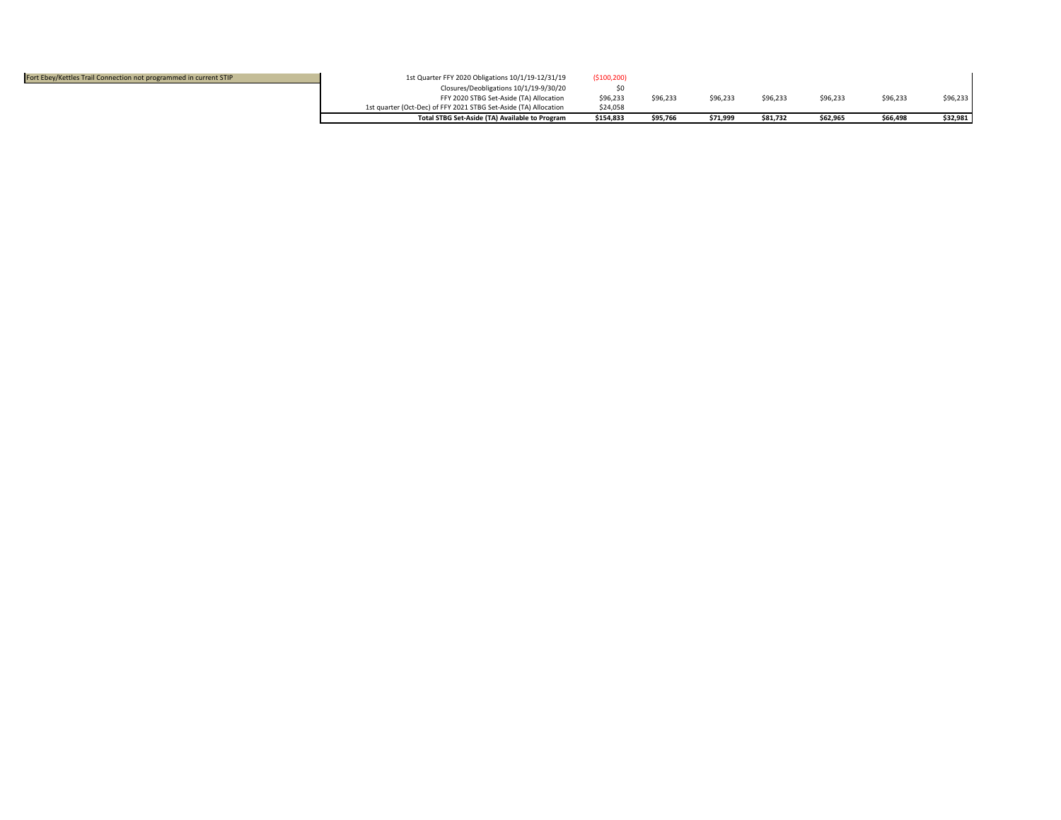Fort Ebey/Kettles Trail Connection not programmed in current STIP

| | | | | | | | |
|---|---|---|---|---|---|---|---|
| 1st Quarter FFY 2020 Obligations 10/1/19-12/31/19 | ($100,200) | | | | | | |
| Closures/Deobligations 10/1/19-9/30/20 | $0 | | | | | | |
| FFY 2020 STBG Set-Aside (TA) Allocation | $96,233 | $96,233 | $96,233 | $96,233 | $96,233 | $96,233 | $96,233 |
| 1st quarter (Oct-Dec) of FFY 2021 STBG Set-Aside (TA) Allocation | $24,058 | | | | | | |
| **Total STBG Set-Aside (TA) Available to Program** | **$154,833** | **$95,766** | **$71,999** | **$81,732** | **$62,965** | **$66,498** | **$32,981** |